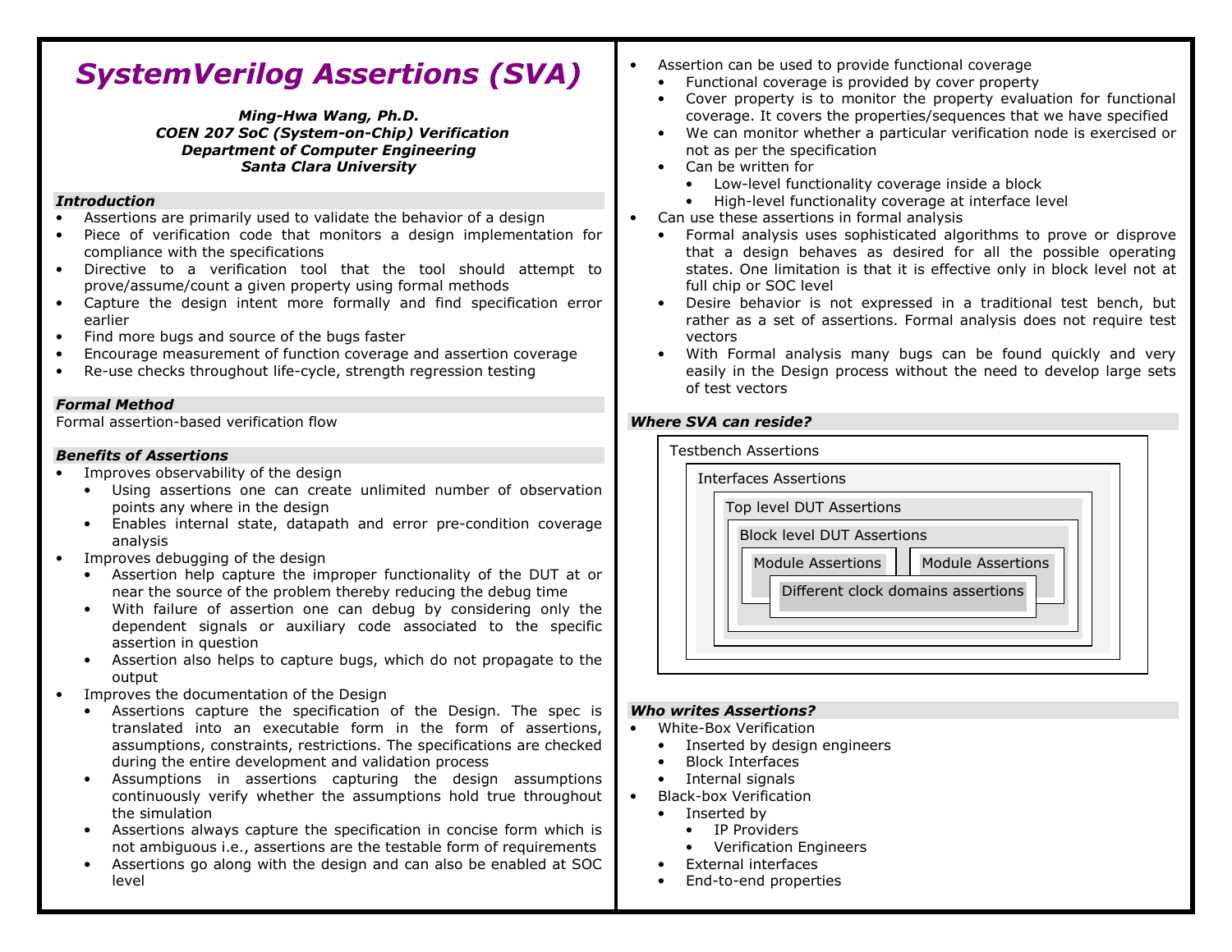# SystemVerilog Assertions (SVA)

***Ming-Hwa Wang, Ph.D.***
***COEN 207 SoC (System-on-Chip) Verification***
***Department of Computer Engineering***
***Santa Clara University***

### *Introduction*

- Assertions are primarily used to validate the behavior of a design
- Piece of verification code that monitors a design implementation for compliance with the specifications
- Directive to a verification tool that the tool should attempt to prove/assume/count a given property using formal methods
- Capture the design intent more formally and find specification error earlier
- Find more bugs and source of the bugs faster
- Encourage measurement of function coverage and assertion coverage
- Re-use checks throughout life-cycle, strength regression testing

### *Formal Method*

Formal assertion-based verification flow

### *Benefits of Assertions*

- Improves observability of the design
  - Using assertions one can create unlimited number of observation points any where in the design
  - Enables internal state, datapath and error pre-condition coverage analysis
- Improves debugging of the design
  - Assertion help capture the improper functionality of the DUT at or near the source of the problem thereby reducing the debug time
  - With failure of assertion one can debug by considering only the dependent signals or auxiliary code associated to the specific assertion in question
  - Assertion also helps to capture bugs, which do not propagate to the output
- Improves the documentation of the Design
  - Assertions capture the specification of the Design. The spec is translated into an executable form in the form of assertions, assumptions, constraints, restrictions. The specifications are checked during the entire development and validation process
  - Assumptions in assertions capturing the design assumptions continuously verify whether the assumptions hold true throughout the simulation
  - Assertions always capture the specification in concise form which is not ambiguous i.e., assertions are the testable form of requirements
  - Assertions go along with the design and can also be enabled at SOC level
- Assertion can be used to provide functional coverage
  - Functional coverage is provided by cover property
  - Cover property is to monitor the property evaluation for functional coverage. It covers the properties/sequences that we have specified
  - We can monitor whether a particular verification node is exercised or not as per the specification
  - Can be written for
    - Low-level functionality coverage inside a block
    - High-level functionality coverage at interface level
- Can use these assertions in formal analysis
  - Formal analysis uses sophisticated algorithms to prove or disprove that a design behaves as desired for all the possible operating states. One limitation is that it is effective only in block level not at full chip or SOC level
  - Desire behavior is not expressed in a traditional test bench, but rather as a set of assertions. Formal analysis does not require test vectors
  - With Formal analysis many bugs can be found quickly and very easily in the Design process without the need to develop large sets of test vectors

### *Where SVA can reside?*

- Testbench Assertions
  - Interfaces Assertions
    - Top level DUT Assertions
      - Block level DUT Assertions
        - Module Assertions
        - Module Assertions
        - Different clock domains assertions

### *Who writes Assertions?*

- White-Box Verification
  - Inserted by design engineers
  - Block Interfaces
  - Internal signals
- Black-box Verification
  - Inserted by
    - IP Providers
    - Verification Engineers
  - External interfaces
  - End-to-end properties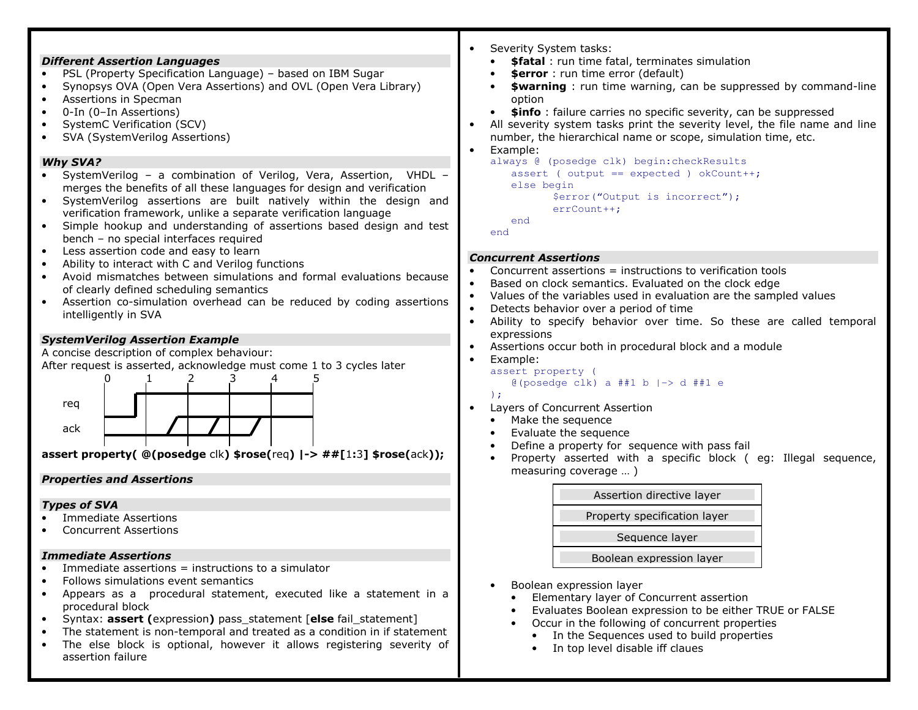### Different Assertion Languages

- PSL (Property Specification Language) – based on IBM Sugar
- Synopsys OVA (Open Vera Assertions) and OVL (Open Vera Library)
- Assertions in Specman
- 0-In (0–In Assertions)
- SystemC Verification (SCV)
- SVA (SystemVerilog Assertions)

### Why SVA?

- SystemVerilog – a combination of Verilog, Vera, Assertion, VHDL – merges the benefits of all these languages for design and verification
- SystemVerilog assertions are built natively within the design and verification framework, unlike a separate verification language
- Simple hookup and understanding of assertions based design and test bench – no special interfaces required
- Less assertion code and easy to learn
- Ability to interact with C and Verilog functions
- Avoid mismatches between simulations and formal evaluations because of clearly defined scheduling semantics
- Assertion co-simulation overhead can be reduced by coding assertions intelligently in SVA

### SystemVerilog Assertion Example

A concise description of complex behaviour:

After request is asserted, acknowledge must come 1 to 3 cycles later

```
        0      1      2      3      4      5
req          ______________________________
        ____|
ack                 _  _  _________________
        ___________/ _/ _/
```

**assert property( @(posedge** clk**) $rose(**req**) |-> ##[**1**:**3**] $rose(**ack**));**

### Properties and Assertions

### Types of SVA

- Immediate Assertions
- Concurrent Assertions

### Immediate Assertions

- Immediate assertions = instructions to a simulator
- Follows simulations event semantics
- Appears as a procedural statement, executed like a statement in a procedural block
- Syntax: **assert (**expression**)** pass_statement [**else** fail_statement]
- The statement is non-temporal and treated as a condition in if statement
- The else block is optional, however it allows registering severity of assertion failure

- Severity System tasks:
  - **$fatal** : run time fatal, terminates simulation
  - **$error** : run time error (default)
  - **$warning** : run time warning, can be suppressed by command-line option
  - **$info** : failure carries no specific severity, can be suppressed
- All severity system tasks print the severity level, the file name and line number, the hierarchical name or scope, simulation time, etc.
- Example:

```
always @ (posedge clk) begin:checkResults
    assert ( output == expected ) okCount++;
    else begin
            $error("Output is incorrect");
            errCount++;
    end
end
```

### Concurrent Assertions

- Concurrent assertions = instructions to verification tools
- Based on clock semantics. Evaluated on the clock edge
- Values of the variables used in evaluation are the sampled values
- Detects behavior over a period of time
- Ability to specify behavior over time. So these are called temporal expressions
- Assertions occur both in procedural block and a module
- Example:

```
assert property (
    @(posedge clk) a ##1 b |-> d ##1 e
);
```

- Layers of Concurrent Assertion
  - Make the sequence
  - Evaluate the sequence
  - Define a property for sequence with pass fail
  - Property asserted with a specific block ( eg: Illegal sequence, measuring coverage … )

| Assertion directive layer |
|---|
| Property specification layer |
| Sequence layer |
| Boolean expression layer |

- Boolean expression layer
  - Elementary layer of Concurrent assertion
  - Evaluates Boolean expression to be either TRUE or FALSE
  - Occur in the following of concurrent properties
    - In the Sequences used to build properties
    - In top level disable iff claues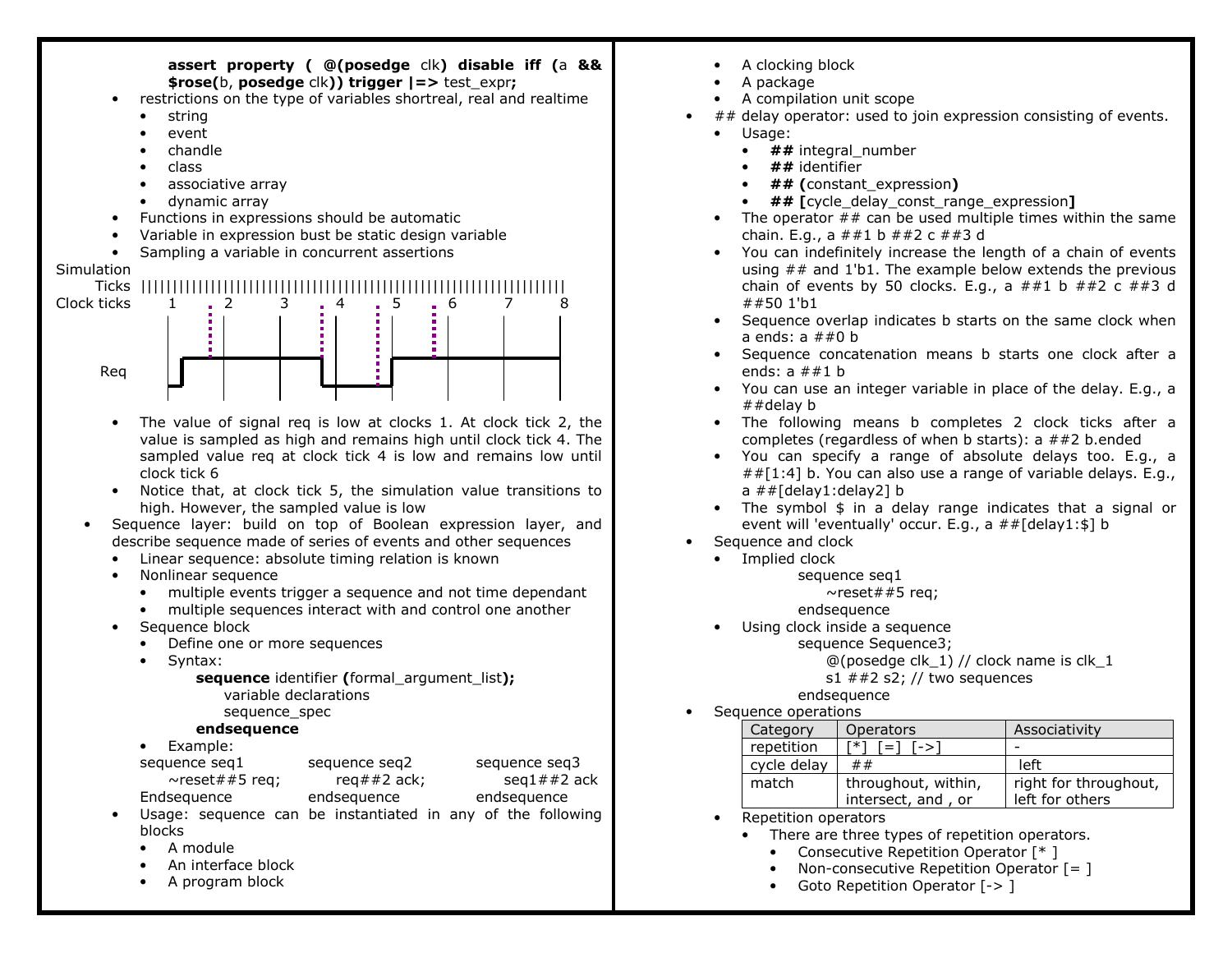**assert property ( @(posedge** clk**) disable iff (**a **&& $rose(**b, **posedge** clk**)) trigger |=>** test_expr**;**

- restrictions on the type of variables shortreal, real and realtime
  - string
  - event
  - chandle
  - class
  - associative array
  - dynamic array
- Functions in expressions should be automatic
- Variable in expression bust be static design variable
- Sampling a variable in concurrent assertions

Simulation Ticks / Clock ticks 1 2 3 4 5 6 7 8 / Req

- The value of signal req is low at clocks 1. At clock tick 2, the value is sampled as high and remains high until clock tick 4. The sampled value req at clock tick 4 is low and remains low until clock tick 6
- Notice that, at clock tick 5, the simulation value transitions to high. However, the sampled value is low

- Sequence layer: build on top of Boolean expression layer, and describe sequence made of series of events and other sequences
  - Linear sequence: absolute timing relation is known
  - Nonlinear sequence
    - multiple events trigger a sequence and not time dependant
    - multiple sequences interact with and control one another
  - Sequence block
    - Define one or more sequences
    - Syntax:

      **sequence** identifier **(**formal_argument_list**);**
      variable declarations
      sequence_spec
      **endsequence**

    - Example:

```
sequence seq1            sequence seq2            sequence seq3
    ~reset##5 req;           req##2 ack;              seq1##2 ack
Endsequence              endsequence              endsequence
```

  - Usage: sequence can be instantiated in any of the following blocks
    - A module
    - An interface block
    - A program block
    - A clocking block
    - A package
    - A compilation unit scope

- ## delay operator: used to join expression consisting of events.
  - Usage:
    - **##** integral_number
    - **##** identifier
    - **## (**constant_expression**)**
    - **## [**cycle_delay_const_range_expression**]**
  - The operator ## can be used multiple times within the same chain. E.g., a ##1 b ##2 c ##3 d
  - You can indefinitely increase the length of a chain of events using ## and 1'b1. The example below extends the previous chain of events by 50 clocks. E.g., a ##1 b ##2 c ##3 d ##50 1'b1
  - Sequence overlap indicates b starts on the same clock when a ends: a ##0 b
  - Sequence concatenation means b starts one clock after a ends: a ##1 b
  - You can use an integer variable in place of the delay. E.g., a ##delay b
  - The following means b completes 2 clock ticks after a completes (regardless of when b starts): a ##2 b.ended
  - You can specify a range of absolute delays too. E.g., a ##[1:4] b. You can also use a range of variable delays. E.g., a ##[delay1:delay2] b
  - The symbol $ in a delay range indicates that a signal or event will 'eventually' occur. E.g., a ##[delay1:$] b

- Sequence and clock
  - Implied clock

```
sequence seq1
    ~reset##5 req;
endsequence
```

  - Using clock inside a sequence

```
sequence Sequence3;
    @(posedge clk_1) // clock name is clk_1
    s1 ##2 s2; // two sequences
endsequence
```

- Sequence operations

| Category | Operators | Associativity |
|---|---|---|
| repetition | [*] [=] [->] | - |
| cycle delay | ## | left |
| match | throughout, within, intersect, and , or | right for throughout, left for others |

  - Repetition operators
    - There are three types of repetition operators.
      - Consecutive Repetition Operator [* ]
      - Non-consecutive Repetition Operator [= ]
      - Goto Repetition Operator [-> ]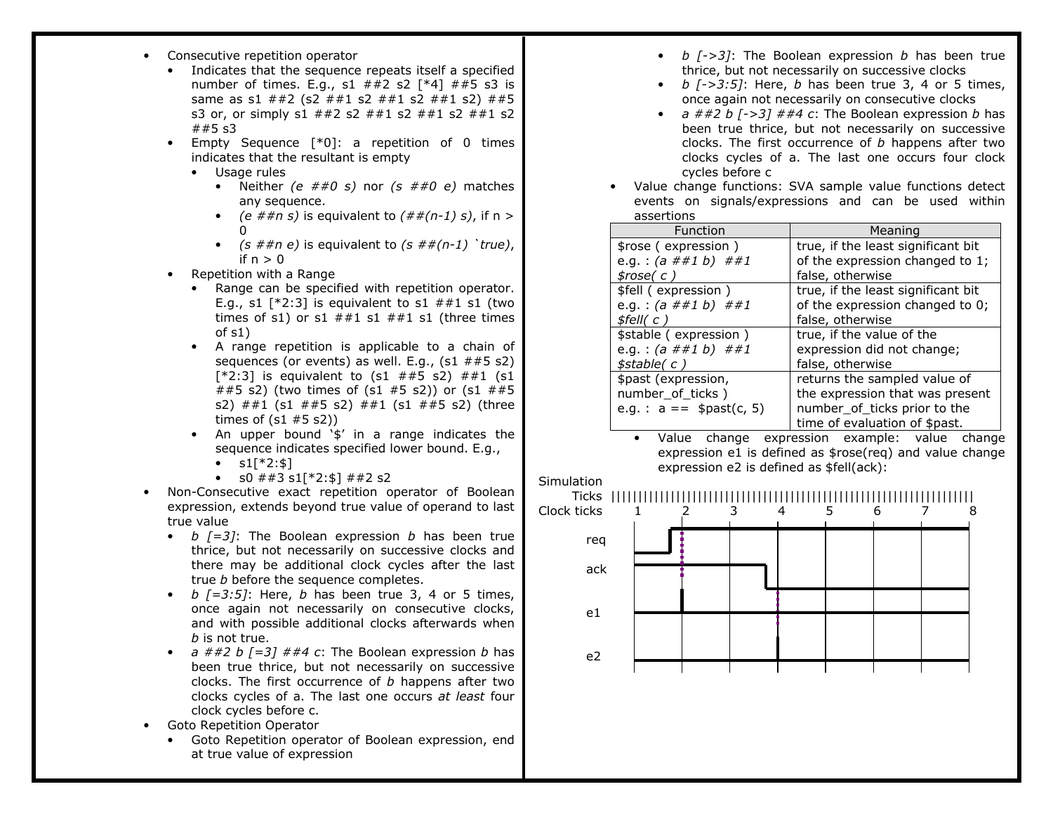- Consecutive repetition operator
  - Indicates that the sequence repeats itself a specified number of times. E.g., s1 ##2 s2 [*4] ##5 s3 is same as s1 ##2 (s2 ##1 s2 ##1 s2 ##1 s2) ##5 s3 or, or simply s1 ##2 s2 ##1 s2 ##1 s2 ##1 s2 ##5 s3
  - Empty Sequence [*0]: a repetition of 0 times indicates that the resultant is empty
    - Usage rules
      - Neither *(e ##0 s)* nor *(s ##0 e)* matches any sequence.
      - *(e ##n s)* is equivalent to *(##(n-1) s)*, if n > 0
      - *(s ##n e)* is equivalent to *(s ##(n-1) `true)*, if n > 0
  - Repetition with a Range
    - Range can be specified with repetition operator. E.g., s1 [*2:3] is equivalent to s1 ##1 s1 (two times of s1) or s1 ##1 s1 ##1 s1 (three times of s1)
    - A range repetition is applicable to a chain of sequences (or events) as well. E.g., (s1 ##5 s2) [*2:3] is equivalent to (s1 ##5 s2) ##1 (s1 ##5 s2) (two times of (s1 #5 s2)) or (s1 ##5 s2) ##1 (s1 ##5 s2) ##1 (s1 ##5 s2) (three times of (s1 #5 s2))
    - An upper bound '$' in a range indicates the sequence indicates specified lower bound. E.g.,
      - s1[*2:$]
      - s0 ##3 s1[*2:$] ##2 s2
- Non-Consecutive exact repetition operator of Boolean expression, extends beyond true value of operand to last true value
  - *b [=3]*: The Boolean expression *b* has been true thrice, but not necessarily on successive clocks and there may be additional clock cycles after the last true *b* before the sequence completes.
  - *b [=3:5]*: Here, *b* has been true 3, 4 or 5 times, once again not necessarily on consecutive clocks, and with possible additional clocks afterwards when *b* is not true.
  - *a ##2 b [=3] ##4 c*: The Boolean expression *b* has been true thrice, but not necessarily on successive clocks. The first occurrence of *b* happens after two clocks cycles of a. The last one occurs *at least* four clock cycles before c.
- Goto Repetition Operator
  - Goto Repetition operator of Boolean expression, end at true value of expression
  - *b [->3]*: The Boolean expression *b* has been true thrice, but not necessarily on successive clocks
  - *b [->3:5]*: Here, *b* has been true 3, 4 or 5 times, once again not necessarily on consecutive clocks
  - *a ##2 b [->3] ##4 c*: The Boolean expression *b* has been true thrice, but not necessarily on successive clocks. The first occurrence of *b* happens after two clocks cycles of a. The last one occurs four clock cycles before c
- Value change functions: SVA sample value functions detect events on signals/expressions and can be used within assertions

| Function | Meaning |
|---|---|
| $rose ( expression ) e.g. : *(a ##1 b) ##1 $rose( c )* | true, if the least significant bit of the expression changed to 1; false, otherwise |
| $fell ( expression ) e.g. : *(a ##1 b) ##1 $fell( c )* | true, if the least significant bit of the expression changed to 0; false, otherwise |
| $stable ( expression ) e.g. : *(a ##1 b) ##1 $stable( c )* | true, if the value of the expression did not change; false, otherwise |
| $past (expression, number_of_ticks ) e.g. : a == $past(c, 5) | returns the sampled value of the expression that was present number_of_ticks prior to the time of evaluation of $past. |

  - Value change expression example: value change expression e1 is defined as $rose(req) and value change expression e2 is defined as $fell(ack):

Simulation Ticks
Clock ticks 1 2 3 4 5 6 7 8
req
ack
e1
e2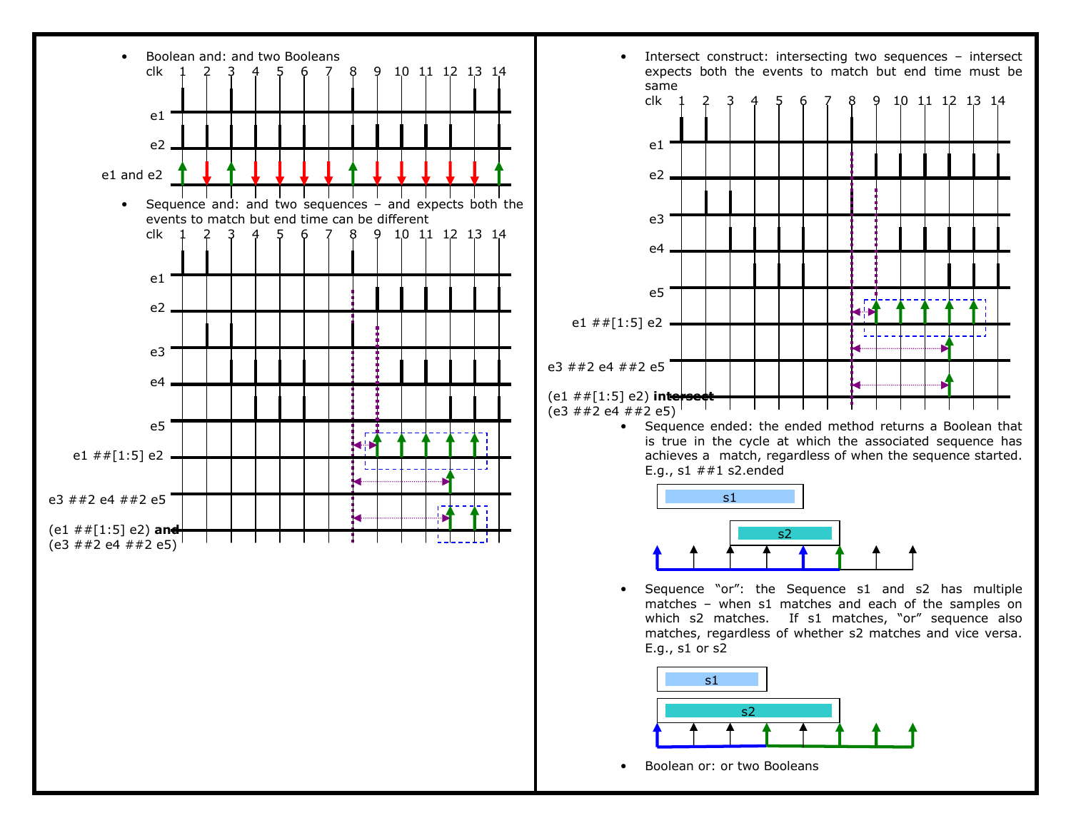- Boolean and: and two Booleans

clk 1 2 3 4 5 6 7 8 9 10 11 12 13 14

e1

e2

e1 and e2

- Sequence and: and two sequences – and expects both the events to match but end time can be different

clk 1 2 3 4 5 6 7 8 9 10 11 12 13 14

e1

e2

e3

e4

e5

e1 ##[1:5] e2

e3 ##2 e4 ##2 e5

(e1 ##[1:5] e2) **and** (e3 ##2 e4 ##2 e5)

- Intersect construct: intersecting two sequences – intersect expects both the events to match but end time must be same

clk 1 2 3 4 5 6 7 8 9 10 11 12 13 14

e1

e2

e3

e4

e5

e1 ##[1:5] e2

e3 ##2 e4 ##2 e5

(e1 ##[1:5] e2) **intersect** (e3 ##2 e4 ##2 e5)

- Sequence ended: the ended method returns a Boolean that is true in the cycle at which the associated sequence has achieves a match, regardless of when the sequence started. E.g., s1 ##1 s2.ended

s1

s2

- Sequence "or": the Sequence s1 and s2 has multiple matches – when s1 matches and each of the samples on which s2 matches. If s1 matches, "or" sequence also matches, regardless of whether s2 matches and vice versa. E.g., s1 or s2

s1

s2

- Boolean or: or two Booleans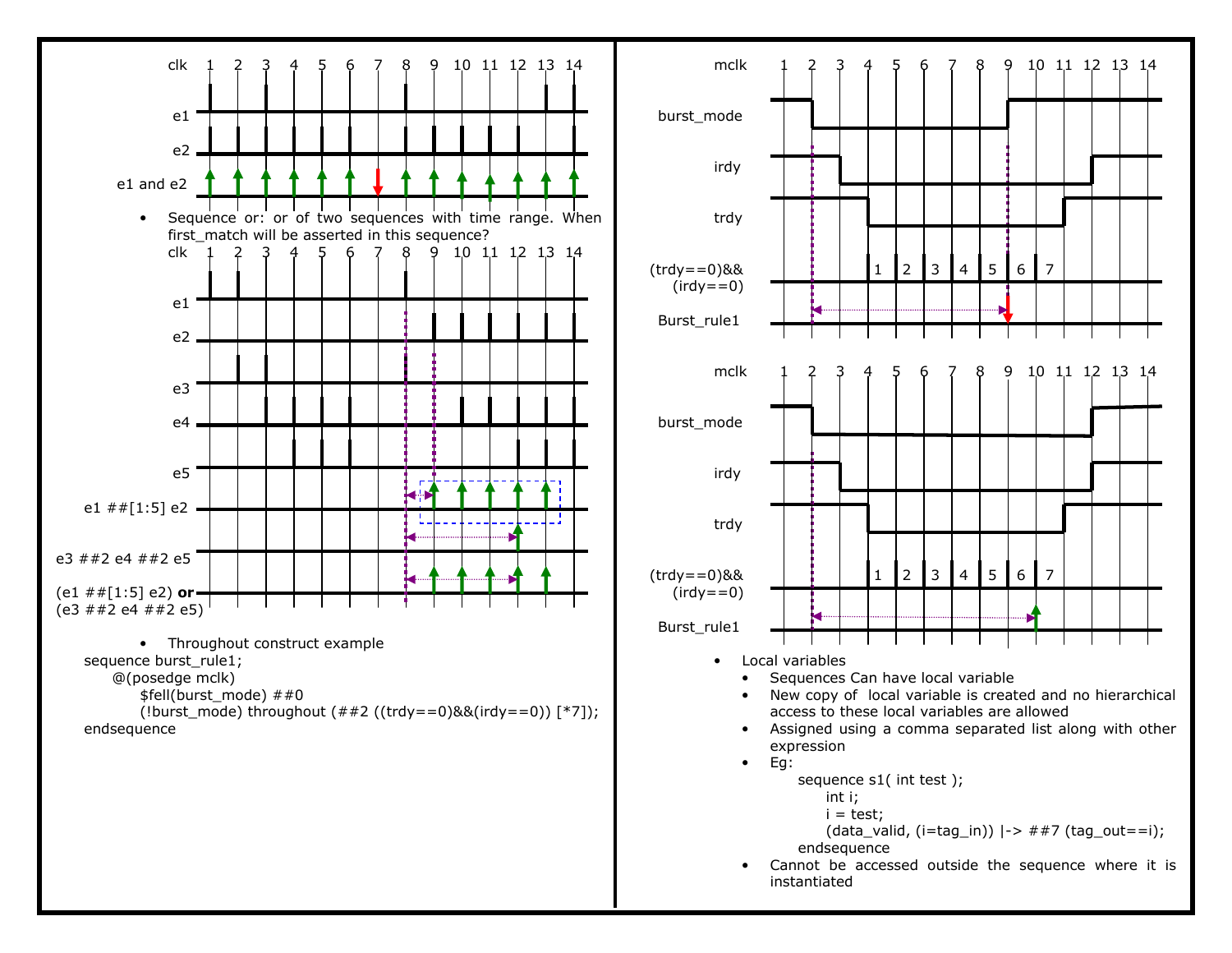- Sequence or: or of two sequences with time range. When first_match will be asserted in this sequence?

- Throughout construct example

```
sequence burst_rule1;
    @(posedge mclk)
        $fell(burst_mode) ##0
        (!burst_mode) throughout (##2 ((trdy==0)&&(irdy==0)) [*7]);
endsequence
```

- Local variables
  - Sequences Can have local variable
  - New copy of local variable is created and no hierarchical access to these local variables are allowed
  - Assigned using a comma separated list along with other expression
  - Eg:

```
sequence s1( int test );
    int i;
    i = test;
    (data_valid, (i=tag_in)) |-> ##7 (tag_out==i);
endsequence
```

  - Cannot be accessed outside the sequence where it is instantiated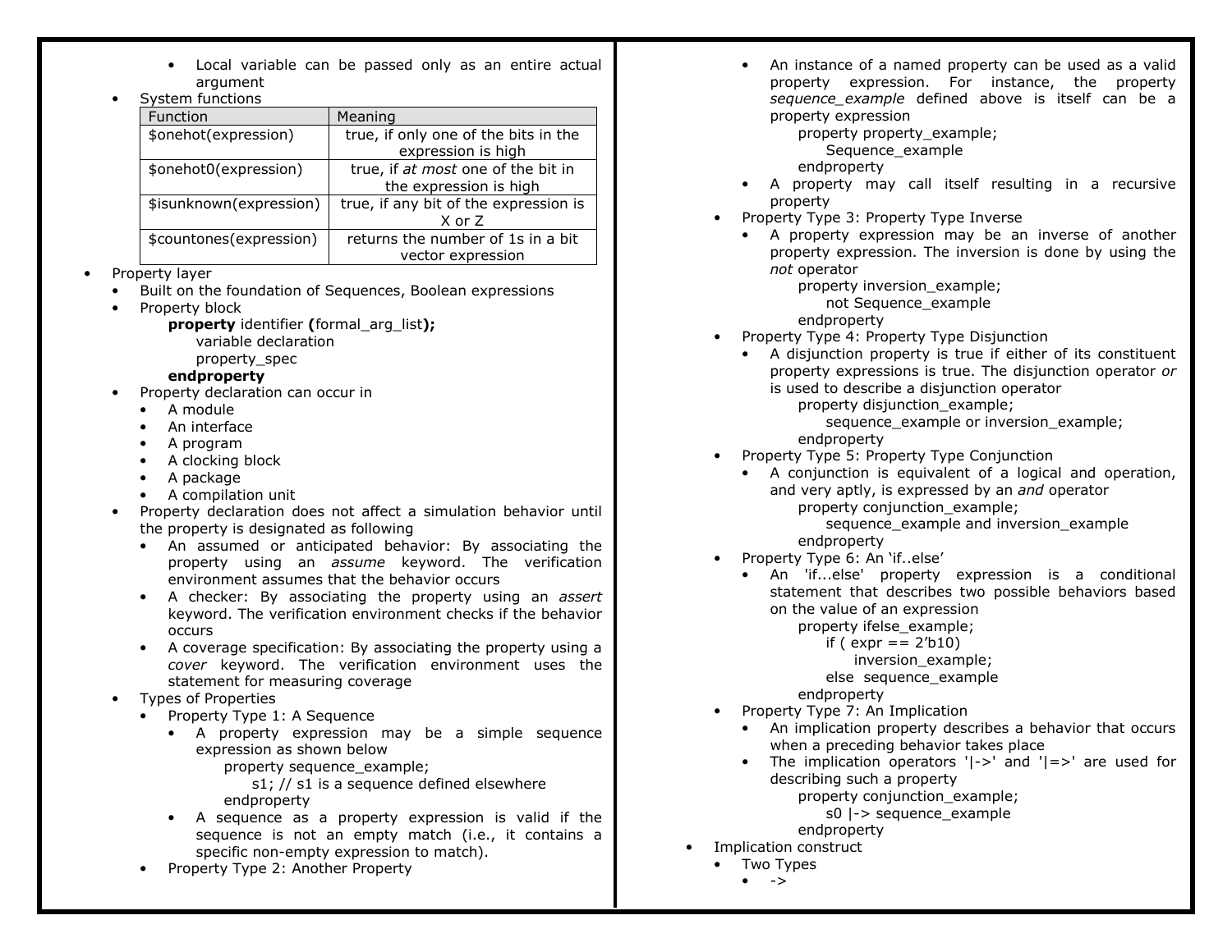- Local variable can be passed only as an entire actual argument
- System functions

| Function | Meaning |
|---|---|
| $onehot(expression) | true, if only one of the bits in the expression is high |
| $onehot0(expression) | true, if *at most* one of the bit in the expression is high |
| $isunknown(expression) | true, if any bit of the expression is X or Z |
| $countones(expression) | returns the number of 1s in a bit vector expression |

- Property layer
  - Built on the foundation of Sequences, Boolean expressions
  - Property block

    ```
    property identifier (formal_arg_list);
        variable declaration
        property_spec
    endproperty
    ```

  - Property declaration can occur in
    - A module
    - An interface
    - A program
    - A clocking block
    - A package
    - A compilation unit
  - Property declaration does not affect a simulation behavior until the property is designated as following
    - An assumed or anticipated behavior: By associating the property using an *assume* keyword. The verification environment assumes that the behavior occurs
    - A checker: By associating the property using an *assert* keyword. The verification environment checks if the behavior occurs
    - A coverage specification: By associating the property using a *cover* keyword. The verification environment uses the statement for measuring coverage
  - Types of Properties
    - Property Type 1: A Sequence
      - A property expression may be a simple sequence expression as shown below

        ```
        property sequence_example;
            s1; // s1 is a sequence defined elsewhere
        endproperty
        ```

      - A sequence as a property expression is valid if the sequence is not an empty match (i.e., it contains a specific non-empty expression to match).
    - Property Type 2: Another Property
      - An instance of a named property can be used as a valid property expression. For instance, the property *sequence_example* defined above is itself can be a property expression

        ```
        property property_example;
            Sequence_example
        endproperty
        ```

      - A property may call itself resulting in a recursive property
    - Property Type 3: Property Type Inverse
      - A property expression may be an inverse of another property expression. The inversion is done by using the *not* operator

        ```
        property inversion_example;
            not Sequence_example
        endproperty
        ```

    - Property Type 4: Property Type Disjunction
      - A disjunction property is true if either of its constituent property expressions is true. The disjunction operator *or* is used to describe a disjunction operator

        ```
        property disjunction_example;
            sequence_example or inversion_example;
        endproperty
        ```

    - Property Type 5: Property Type Conjunction
      - A conjunction is equivalent of a logical and operation, and very aptly, is expressed by an *and* operator

        ```
        property conjunction_example;
            sequence_example and inversion_example
        endproperty
        ```

    - Property Type 6: An 'if..else'
      - An 'if...else' property expression is a conditional statement that describes two possible behaviors based on the value of an expression

        ```
        property ifelse_example;
            if ( expr == 2'b10)
                inversion_example;
            else  sequence_example
        endproperty
        ```

    - Property Type 7: An Implication
      - An implication property describes a behavior that occurs when a preceding behavior takes place
      - The implication operators '|->' and '|=>' are used for describing such a property

        ```
        property conjunction_example;
            s0 |-> sequence_example
        endproperty
        ```

- Implication construct
  - Two Types
    - ->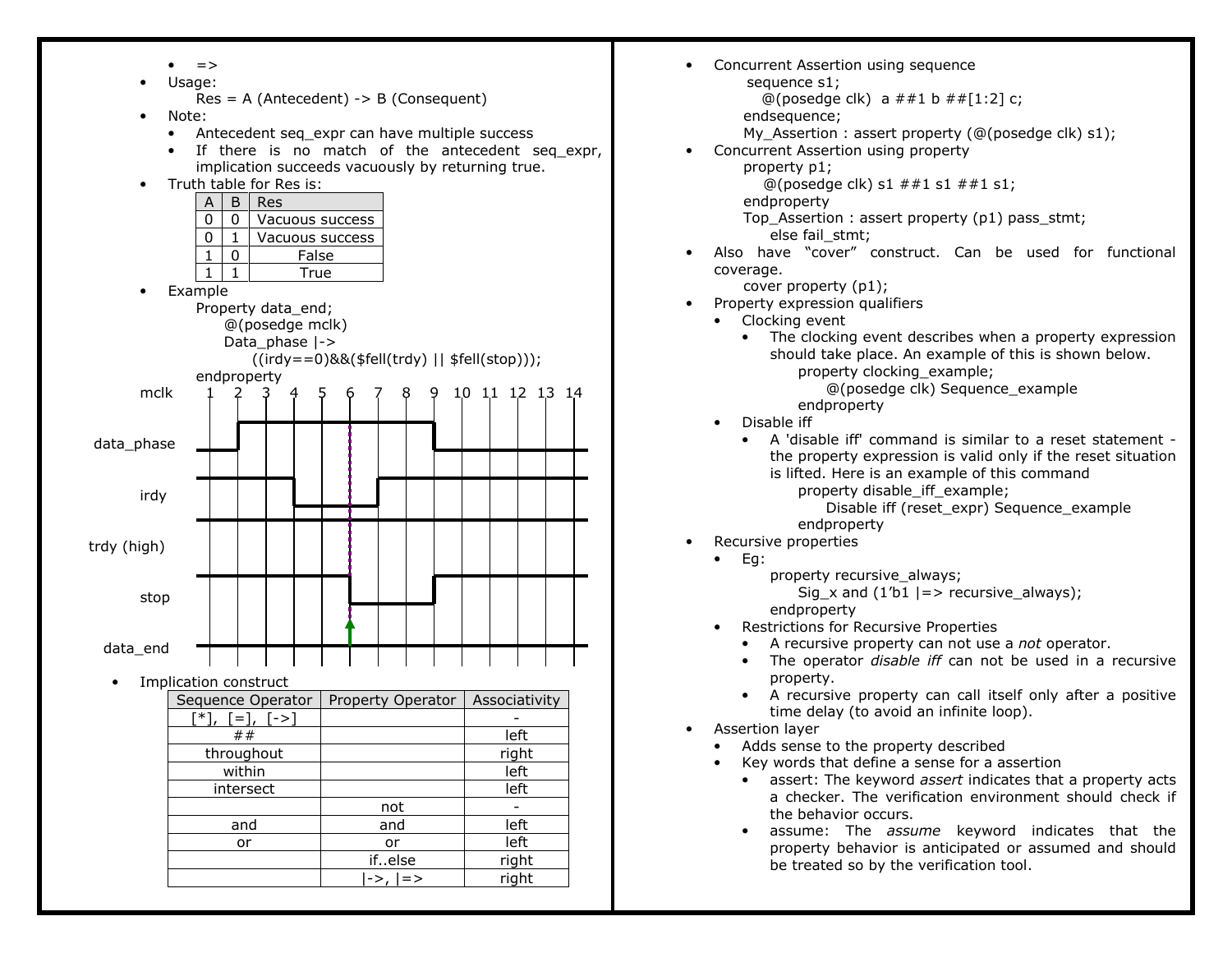- =>
- Usage:
  Res = A (Antecedent) -> B (Consequent)
- Note:
  - Antecedent seq_expr can have multiple success
  - If there is no match of the antecedent seq_expr, implication succeeds vacuously by returning true.
- Truth table for Res is:

| A | B | Res |
|---|---|---|
| 0 | 0 | Vacuous success |
| 0 | 1 | Vacuous success |
| 1 | 0 | False |
| 1 | 1 | True |

- Example

```
Property data_end;
    @(posedge mclk)
    Data_phase |->
        ((irdy==0)&&($fell(trdy) || $fell(stop)));
endproperty
```

mclk 1 2 3 4 5 6 7 8 9 10 11 12 13 14

data_phase

irdy

trdy (high)

stop

data_end

- Implication construct

| Sequence Operator | Property Operator | Associativity |
|---|---|---|
| [*], [=], [->] | | - |
| ## | | left |
| throughout | | right |
| within | | left |
| intersect | | left |
| | not | - |
| and | and | left |
| or | or | left |
| | if..else | right |
| | \|->, \|=> | right |

- Concurrent Assertion using sequence

```
sequence s1;
   @(posedge clk)  a ##1 b ##[1:2] c;
endsequence;
My_Assertion : assert property (@(posedge clk) s1);
```

- Concurrent Assertion using property

```
property p1;
   @(posedge clk) s1 ##1 s1 ##1 s1;
endproperty
Top_Assertion : assert property (p1) pass_stmt;
    else fail_stmt;
```

- Also have "cover" construct. Can be used for functional coverage.

```
cover property (p1);
```

- Property expression qualifiers
  - Clocking event
    - The clocking event describes when a property expression should take place. An example of this is shown below.

```
property clocking_example;
    @(posedge clk) Sequence_example
endproperty
```

  - Disable iff
    - A 'disable iff' command is similar to a reset statement - the property expression is valid only if the reset situation is lifted. Here is an example of this command

```
property disable_iff_example;
    Disable iff (reset_expr) Sequence_example
endproperty
```

- Recursive properties
  - Eg:

```
property recursive_always;
    Sig_x and (1'b1 |=> recursive_always);
endproperty
```

  - Restrictions for Recursive Properties
    - A recursive property can not use a *not* operator.
    - The operator *disable iff* can not be used in a recursive property.
    - A recursive property can call itself only after a positive time delay (to avoid an infinite loop).
- Assertion layer
  - Adds sense to the property described
  - Key words that define a sense for a assertion
    - assert: The keyword *assert* indicates that a property acts a checker. The verification environment should check if the behavior occurs.
    - assume: The *assume* keyword indicates that the property behavior is anticipated or assumed and should be treated so by the verification tool.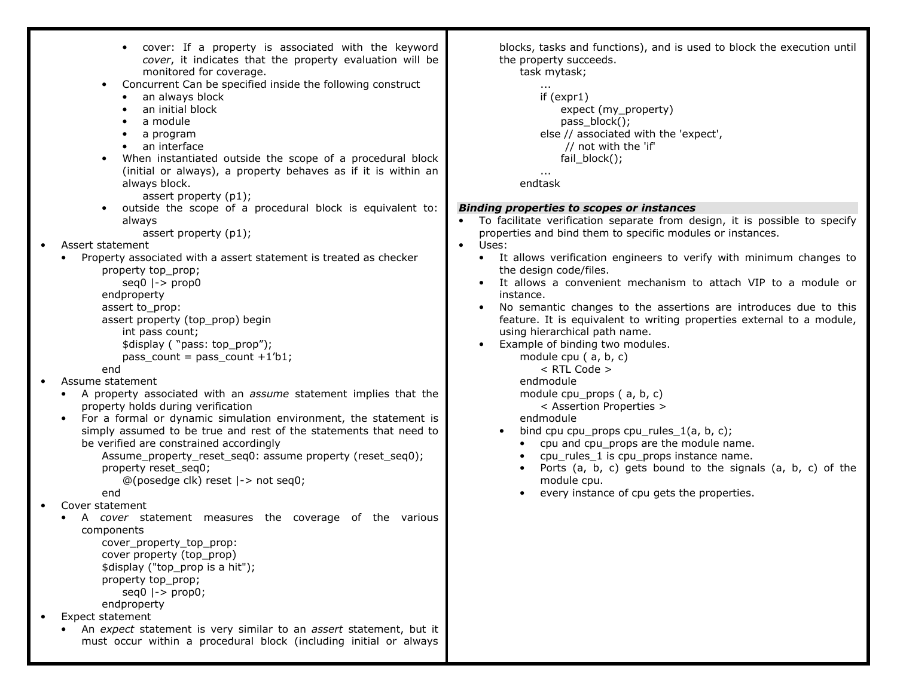- cover: If a property is associated with the keyword *cover*, it indicates that the property evaluation will be monitored for coverage.
- Concurrent Can be specified inside the following construct
  - an always block
  - an initial block
  - a module
  - a program
  - an interface
- When instantiated outside the scope of a procedural block (initial or always), a property behaves as if it is within an always block.

```
assert property (p1);
```

- outside the scope of a procedural block is equivalent to: always

```
assert property (p1);
```

- Assert statement
  - Property associated with a assert statement is treated as checker

```
property top_prop;
    seq0 |-> prop0
endproperty
assert to_prop:
assert property (top_prop) begin
    int pass count;
    $display ( "pass: top_prop");
    pass_count = pass_count +1'b1;
end
```

- Assume statement
  - A property associated with an *assume* statement implies that the property holds during verification
  - For a formal or dynamic simulation environment, the statement is simply assumed to be true and rest of the statements that need to be verified are constrained accordingly

```
Assume_property_reset_seq0: assume property (reset_seq0);
property reset_seq0;
    @(posedge clk) reset |-> not seq0;
end
```

- Cover statement
  - A *cover* statement measures the coverage of the various components

```
cover_property_top_prop:
cover property (top_prop)
$display ("top_prop is a hit");
property top_prop;
    seq0 |-> prop0;
endproperty
```

- Expect statement
  - An *expect* statement is very similar to an *assert* statement, but it must occur within a procedural block (including initial or always blocks, tasks and functions), and is used to block the execution until the property succeeds.

```
task mytask;
    ...
    if (expr1)
        expect (my_property)
        pass_block();
    else // associated with the 'expect',
         // not with the 'if'
        fail_block();
    ...
endtask
```

### *Binding properties to scopes or instances*

- To facilitate verification separate from design, it is possible to specify properties and bind them to specific modules or instances.
- Uses:
  - It allows verification engineers to verify with minimum changes to the design code/files.
  - It allows a convenient mechanism to attach VIP to a module or instance.
  - No semantic changes to the assertions are introduces due to this feature. It is equivalent to writing properties external to a module, using hierarchical path name.
  - Example of binding two modules.

```
module cpu ( a, b, c)
    < RTL Code >
endmodule
module cpu_props ( a, b, c)
    < Assertion Properties >
endmodule
```

  - bind cpu cpu_props cpu_rules_1(a, b, c);
    - cpu and cpu_props are the module name.
    - cpu_rules_1 is cpu_props instance name.
    - Ports (a, b, c) gets bound to the signals (a, b, c) of the module cpu.
    - every instance of cpu gets the properties.